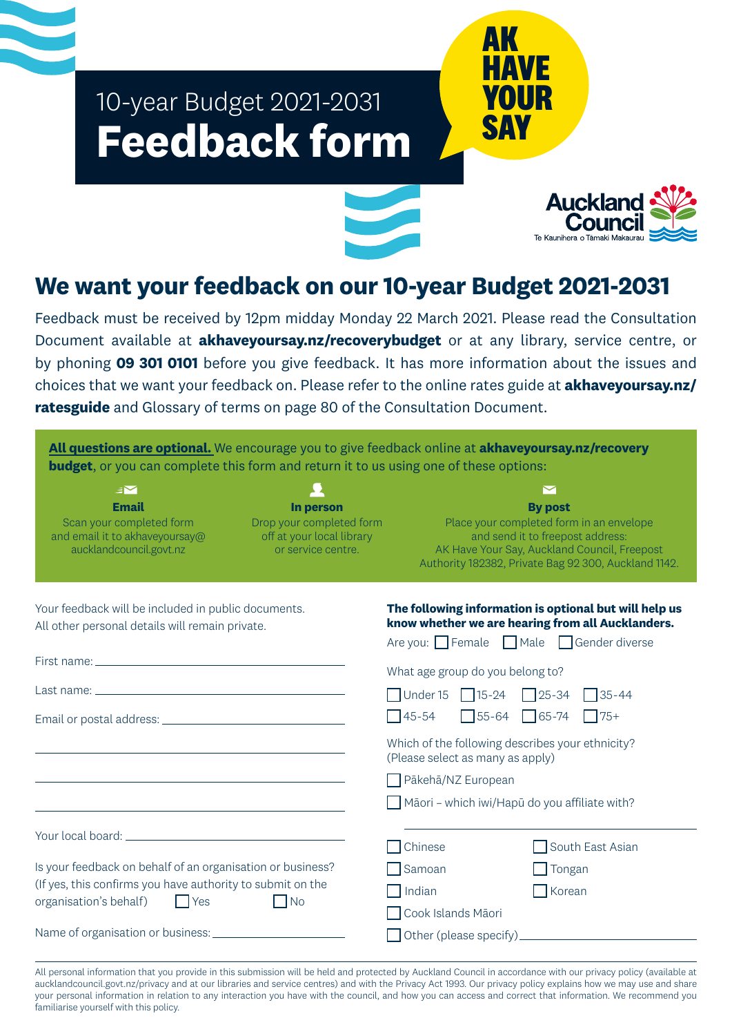10-year Budget 2021-2031

# Feedback form

AK HAVE YOUR SAY

Auckland Council
Te Kaunihera o Tāmaki Makaurau

## We want your feedback on our 10-year Budget 2021-2031

Feedback must be received by 12pm midday Monday 22 March 2021. Please read the Consultation Document available at **akhaveyoursay.nz/recoverybudget** or at any library, service centre, or by phoning **09 301 0101** before you give feedback. It has more information about the issues and choices that we want your feedback on. Please refer to the online rates guide at **akhaveyoursay.nz/ratesguide** and Glossary of terms on page 80 of the Consultation Document.

**All questions are optional.** We encourage you to give feedback online at **akhaveyoursay.nz/recovery budget**, or you can complete this form and return it to us using one of these options:

**Email**
Scan your completed form and email it to akhaveyoursay@aucklandcouncil.govt.nz

**In person**
Drop your completed form off at your local library or service centre.

**By post**
Place your completed form in an envelope and send it to freepost address:
AK Have Your Say, Auckland Council, Freepost Authority 182382, Private Bag 92 300, Auckland 1142.

Your feedback will be included in public documents.
All other personal details will remain private.

First name: ______________________

Last name: ______________________

Email or postal address: ______________________

______________________

______________________

______________________

Your local board: ______________________

Is your feedback on behalf of an organisation or business? (If yes, this confirms you have authority to submit on the organisation's behalf) ☐ Yes ☐ No

Name of organisation or business: ______________________

**The following information is optional but will help us know whether we are hearing from all Aucklanders.**

Are you: ☐ Female ☐ Male ☐ Gender diverse

What age group do you belong to?

☐ Under 15 ☐ 15-24 ☐ 25-34 ☐ 35-44
☐ 45-54 ☐ 55-64 ☐ 65-74 ☐ 75+

Which of the following describes your ethnicity? (Please select as many as apply)

☐ Pākehā/NZ European

☐ Māori – which iwi/Hapū do you affiliate with?

______________________

☐ Chinese ☐ South East Asian
☐ Samoan ☐ Tongan
☐ Indian ☐ Korean
☐ Cook Islands Māori
☐ Other (please specify) ______________________

All personal information that you provide in this submission will be held and protected by Auckland Council in accordance with our privacy policy (available at aucklandcouncil.govt.nz/privacy and at our libraries and service centres) and with the Privacy Act 1993. Our privacy policy explains how we may use and share your personal information in relation to any interaction you have with the council, and how you can access and correct that information. We recommend you familiarise yourself with this policy.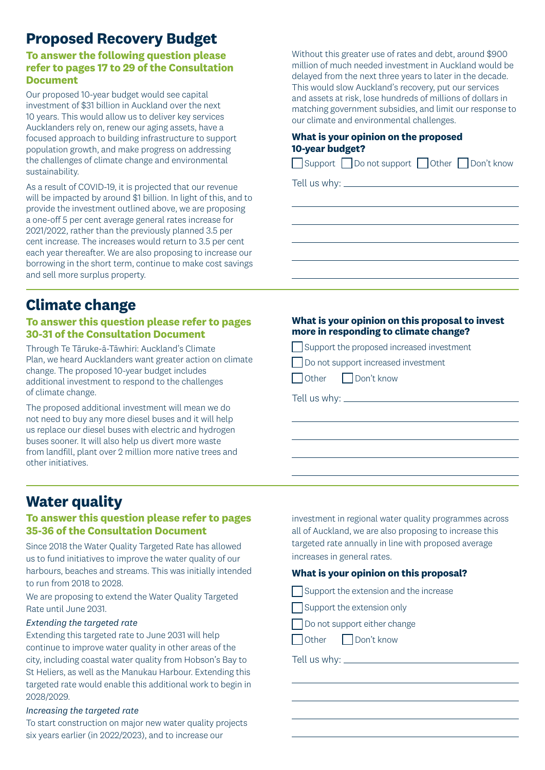## Proposed Recovery Budget

### To answer the following question please refer to pages 17 to 29 of the Consultation Document

Our proposed 10-year budget would see capital investment of $31 billion in Auckland over the next 10 years. This would allow us to deliver key services Aucklanders rely on, renew our aging assets, have a focused approach to building infrastructure to support population growth, and make progress on addressing the challenges of climate change and environmental sustainability.

As a result of COVID-19, it is projected that our revenue will be impacted by around $1 billion. In light of this, and to provide the investment outlined above, we are proposing a one-off 5 per cent average general rates increase for 2021/2022, rather than the previously planned 3.5 per cent increase. The increases would return to 3.5 per cent each year thereafter. We are also proposing to increase our borrowing in the short term, continue to make cost savings and sell more surplus property.

Without this greater use of rates and debt, around $900 million of much needed investment in Auckland would be delayed from the next three years to later in the decade. This would slow Auckland's recovery, put our services and assets at risk, lose hundreds of millions of dollars in matching government subsidies, and limit our response to our climate and environmental challenges.

**What is your opinion on the proposed 10-year budget?**

☐ Support ☐ Do not support ☐ Other ☐ Don't know

Tell us why: ______________________________

______________________________

______________________________

______________________________

______________________________

______________________________

## Climate change

### To answer this question please refer to pages 30-31 of the Consultation Document

Through Te Tāruke-ā-Tāwhiri: Auckland's Climate Plan, we heard Aucklanders want greater action on climate change. The proposed 10-year budget includes additional investment to respond to the challenges of climate change.

The proposed additional investment will mean we do not need to buy any more diesel buses and it will help us replace our diesel buses with electric and hydrogen buses sooner. It will also help us divert more waste from landfill, plant over 2 million more native trees and other initiatives.

**What is your opinion on this proposal to invest more in responding to climate change?**

☐ Support the proposed increased investment

☐ Do not support increased investment

☐ Other ☐ Don't know

Tell us why: ______________________________

______________________________

______________________________

______________________________

______________________________

## Water quality

### To answer this question please refer to pages 35-36 of the Consultation Document

Since 2018 the Water Quality Targeted Rate has allowed us to fund initiatives to improve the water quality of our harbours, beaches and streams. This was initially intended to run from 2018 to 2028.

We are proposing to extend the Water Quality Targeted Rate until June 2031.

*Extending the targeted rate*

Extending this targeted rate to June 2031 will help continue to improve water quality in other areas of the city, including coastal water quality from Hobson's Bay to St Heliers, as well as the Manukau Harbour. Extending this targeted rate would enable this additional work to begin in 2028/2029.

*Increasing the targeted rate*

To start construction on major new water quality projects six years earlier (in 2022/2023), and to increase our investment in regional water quality programmes across all of Auckland, we are also proposing to increase this targeted rate annually in line with proposed average increases in general rates.

**What is your opinion on this proposal?**

☐ Support the extension and the increase

☐ Support the extension only

☐ Do not support either change

☐ Other ☐ Don't know

Tell us why: ______________________________

______________________________

______________________________

______________________________

______________________________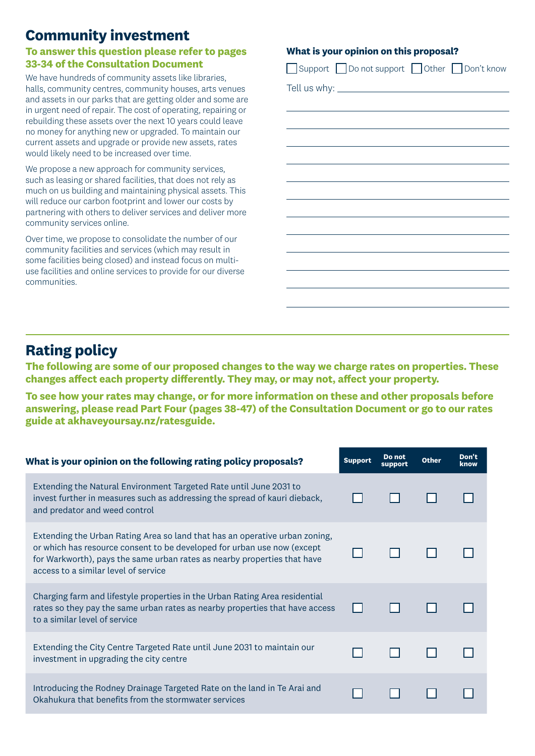## Community investment

**To answer this question please refer to pages 33-34 of the Consultation Document**

We have hundreds of community assets like libraries, halls, community centres, community houses, arts venues and assets in our parks that are getting older and some are in urgent need of repair. The cost of operating, repairing or rebuilding these assets over the next 10 years could leave no money for anything new or upgraded. To maintain our current assets and upgrade or provide new assets, rates would likely need to be increased over time.

We propose a new approach for community services, such as leasing or shared facilities, that does not rely as much on us building and maintaining physical assets. This will reduce our carbon footprint and lower our costs by partnering with others to deliver services and deliver more community services online.

Over time, we propose to consolidate the number of our community facilities and services (which may result in some facilities being closed) and instead focus on multi-use facilities and online services to provide for our diverse communities.

**What is your opinion on this proposal?**

☐ Support ☐ Do not support ☐ Other ☐ Don't know

Tell us why: ______________________________

______________________________

______________________________

______________________________

______________________________

______________________________

______________________________

______________________________

______________________________

______________________________

______________________________

______________________________

## Rating policy

**The following are some of our proposed changes to the way we charge rates on properties. These changes affect each property differently. They may, or may not, affect your property.**

**To see how your rates may change, or for more information on these and other proposals before answering, please read Part Four (pages 38-47) of the Consultation Document or go to our rates guide at akhaveyoursay.nz/ratesguide.**

| What is your opinion on the following rating policy proposals? | Support | Do not support | Other | Don't know |
|---|---|---|---|---|
| Extending the Natural Environment Targeted Rate until June 2031 to invest further in measures such as addressing the spread of kauri dieback, and predator and weed control | ☐ | ☐ | ☐ | ☐ |
| Extending the Urban Rating Area so land that has an operative urban zoning, or which has resource consent to be developed for urban use now (except for Warkworth), pays the same urban rates as nearby properties that have access to a similar level of service | ☐ | ☐ | ☐ | ☐ |
| Charging farm and lifestyle properties in the Urban Rating Area residential rates so they pay the same urban rates as nearby properties that have access to a similar level of service | ☐ | ☐ | ☐ | ☐ |
| Extending the City Centre Targeted Rate until June 2031 to maintain our investment in upgrading the city centre | ☐ | ☐ | ☐ | ☐ |
| Introducing the Rodney Drainage Targeted Rate on the land in Te Arai and Okahukura that benefits from the stormwater services | ☐ | ☐ | ☐ | ☐ |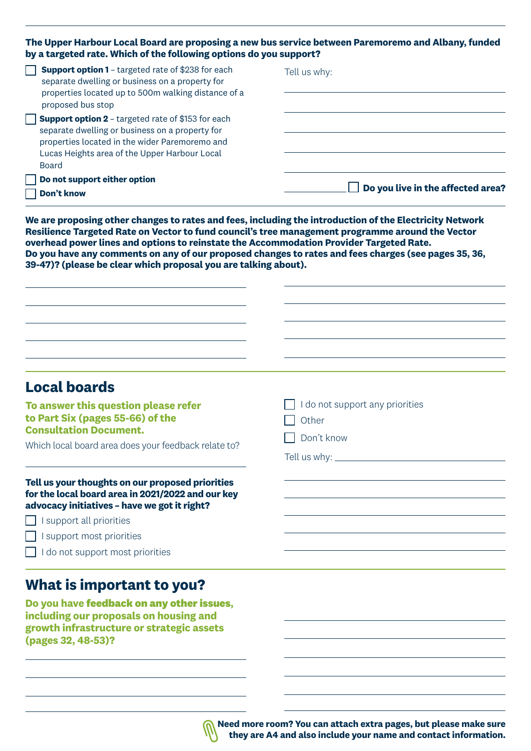**The Upper Harbour Local Board are proposing a new bus service between Paremoremo and Albany, funded by a targeted rate. Which of the following options do you support?**

- ☐ **Support option 1** – targeted rate of $238 for each separate dwelling or business on a property for properties located up to 500m walking distance of a proposed bus stop
- ☐ **Support option 2** – targeted rate of $153 for each separate dwelling or business on a property for properties located in the wider Paremoremo and Lucas Heights area of the Upper Harbour Local Board
- ☐ **Do not support either option**
- ☐ **Don't know**

Tell us why:

☐ **Do you live in the affected area?**

**We are proposing other changes to rates and fees, including the introduction of the Electricity Network Resilience Targeted Rate on Vector to fund council's tree management programme around the Vector overhead power lines and options to reinstate the Accommodation Provider Targeted Rate.**
**Do you have any comments on any of our proposed changes to rates and fees charges (see pages 35, 36, 39-47)? (please be clear which proposal you are talking about).**

## Local boards

**To answer this question please refer to Part Six (pages 55-66) of the Consultation Document.**

Which local board area does your feedback relate to?

**Tell us your thoughts on our proposed priorities for the local board area in 2021/2022 and our key advocacy initiatives – have we got it right?**

- ☐ I support all priorities
- ☐ I support most priorities
- ☐ I do not support most priorities
- ☐ I do not support any priorities
- ☐ Other
- ☐ Don't know

Tell us why:

## What is important to you?

**Do you have feedback on any other issues, including our proposals on housing and growth infrastructure or strategic assets (pages 32, 48-53)?**

**Need more room? You can attach extra pages, but please make sure they are A4 and also include your name and contact information.**